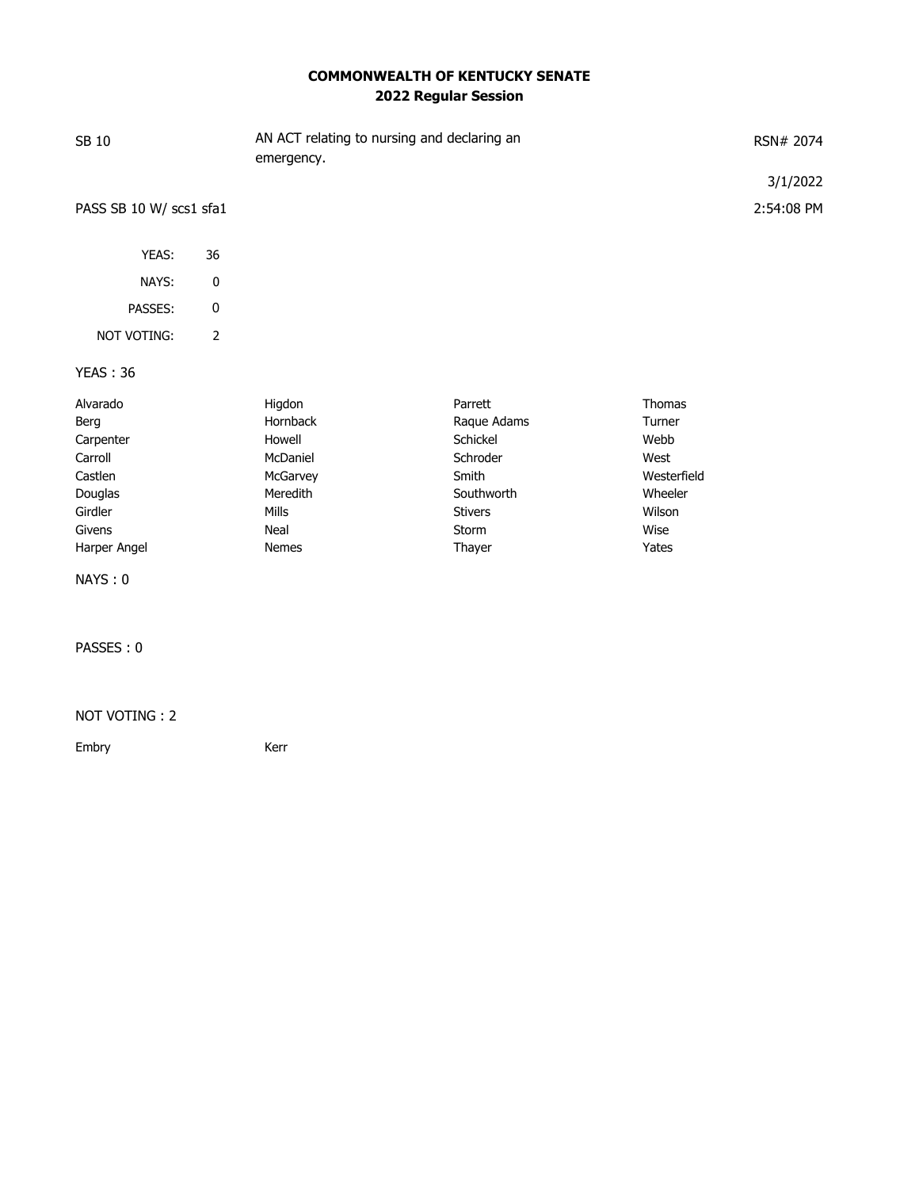# COMMONWEALTH OF KENTUCKY SENATE
## 2022 Regular Session

SB 10 | AN ACT relating to nursing and declaring an emergency. | RSN# 2074

3/1/2022

PASS SB 10 W/ scs1 sfa1 | 2:54:08 PM

| | |
|---|---|
| YEAS: | 36 |
| NAYS: | 0 |
| PASSES: | 0 |
| NOT VOTING: | 2 |

YEAS : 36

| | | | |
|---|---|---|---|
| Alvarado | Higdon | Parrett | Thomas |
| Berg | Hornback | Raque Adams | Turner |
| Carpenter | Howell | Schickel | Webb |
| Carroll | McDaniel | Schroder | West |
| Castlen | McGarvey | Smith | Westerfield |
| Douglas | Meredith | Southworth | Wheeler |
| Girdler | Mills | Stivers | Wilson |
| Givens | Neal | Storm | Wise |
| Harper Angel | Nemes | Thayer | Yates |

NAYS : 0

PASSES : 0

NOT VOTING : 2

| | |
|---|---|
| Embry | Kerr |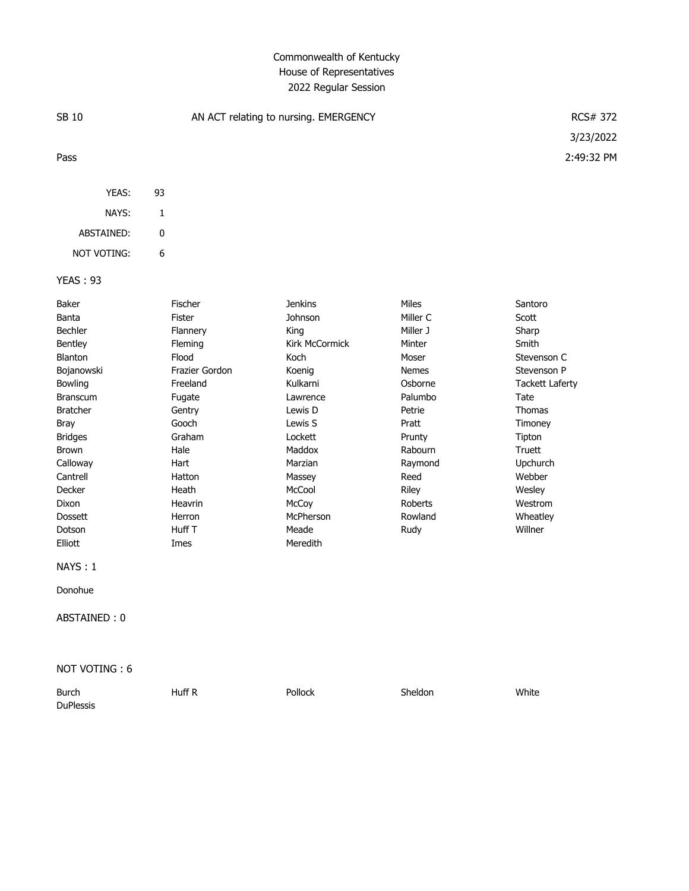# Commonwealth of Kentucky
## House of Representatives
### 2022 Regular Session

SB 10 — AN ACT relating to nursing. EMERGENCY — RCS# 372

3/23/2022

Pass — 2:49:32 PM

| | |
|---|---|
| YEAS: | 93 |
| NAYS: | 1 |
| ABSTAINED: | 0 |
| NOT VOTING: | 6 |

YEAS : 93

| | | | | |
|---|---|---|---|---|
| Baker | Fischer | Jenkins | Miles | Santoro |
| Banta | Fister | Johnson | Miller C | Scott |
| Bechler | Flannery | King | Miller J | Sharp |
| Bentley | Fleming | Kirk McCormick | Minter | Smith |
| Blanton | Flood | Koch | Moser | Stevenson C |
| Bojanowski | Frazier Gordon | Koenig | Nemes | Stevenson P |
| Bowling | Freeland | Kulkarni | Osborne | Tackett Laferty |
| Branscum | Fugate | Lawrence | Palumbo | Tate |
| Bratcher | Gentry | Lewis D | Petrie | Thomas |
| Bray | Gooch | Lewis S | Pratt | Timoney |
| Bridges | Graham | Lockett | Prunty | Tipton |
| Brown | Hale | Maddox | Rabourn | Truett |
| Calloway | Hart | Marzian | Raymond | Upchurch |
| Cantrell | Hatton | Massey | Reed | Webber |
| Decker | Heath | McCool | Riley | Wesley |
| Dixon | Heavrin | McCoy | Roberts | Westrom |
| Dossett | Herron | McPherson | Rowland | Wheatley |
| Dotson | Huff T | Meade | Rudy | Willner |
| Elliott | Imes | Meredith | | |

NAYS : 1

Donohue

ABSTAINED : 0

NOT VOTING : 6

| | | | | |
|---|---|---|---|---|
| Burch | Huff R | Pollock | Sheldon | White |
| DuPlessis | | | | |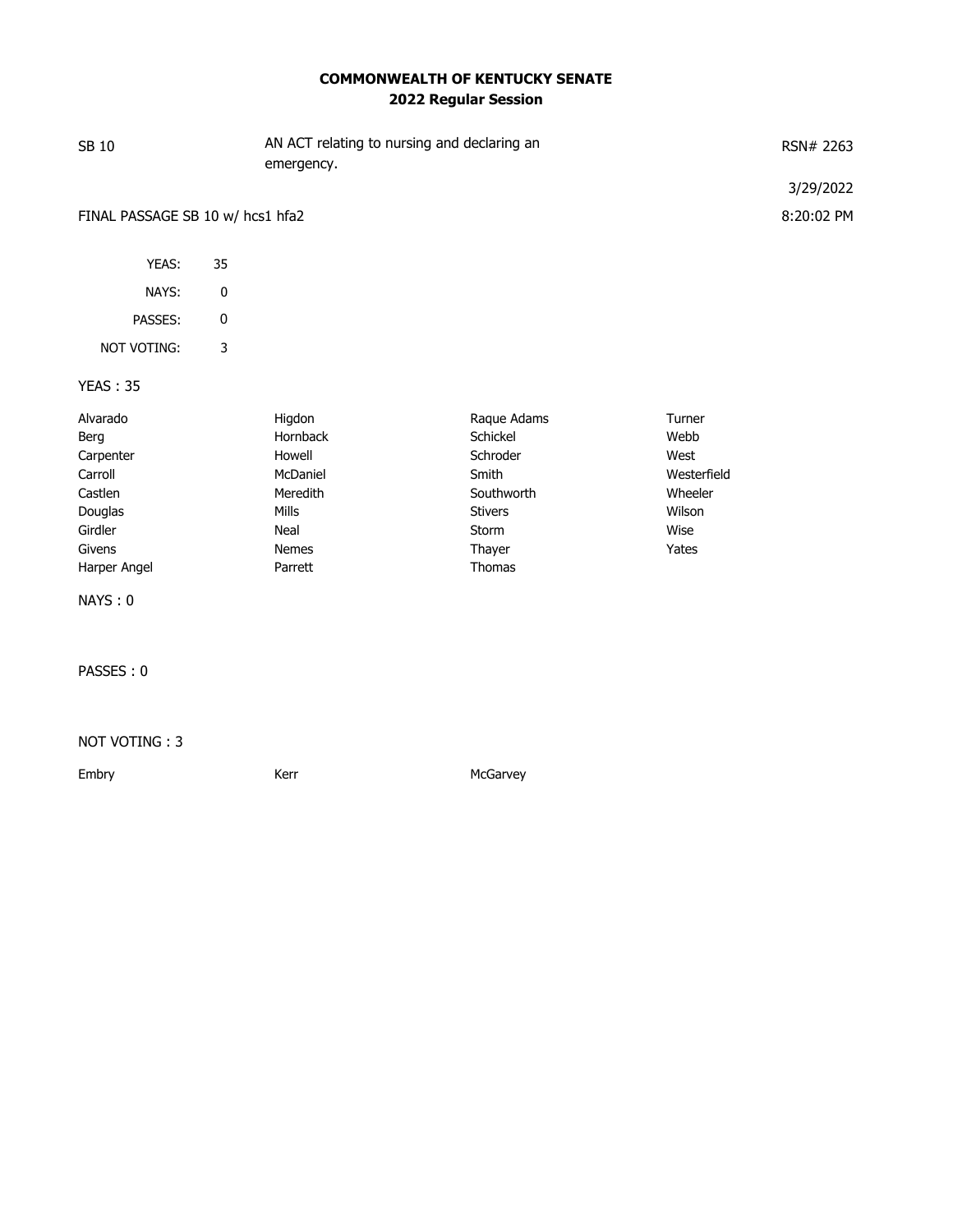**COMMONWEALTH OF KENTUCKY SENATE**
**2022 Regular Session**

| | | |
|---|---|---|
| SB 10 | AN ACT relating to nursing and declaring an emergency. | RSN# 2263 |
| | | 3/29/2022 |
| FINAL PASSAGE SB 10 w/ hcs1 hfa2 | | 8:20:02 PM |

| | |
|---|---|
| YEAS: | 35 |
| NAYS: | 0 |
| PASSES: | 0 |
| NOT VOTING: | 3 |

YEAS : 35

| | | | |
|---|---|---|---|
| Alvarado | Higdon | Raque Adams | Turner |
| Berg | Hornback | Schickel | Webb |
| Carpenter | Howell | Schroder | West |
| Carroll | McDaniel | Smith | Westerfield |
| Castlen | Meredith | Southworth | Wheeler |
| Douglas | Mills | Stivers | Wilson |
| Girdler | Neal | Storm | Wise |
| Givens | Nemes | Thayer | Yates |
| Harper Angel | Parrett | Thomas | |

NAYS : 0

PASSES : 0

NOT VOTING : 3

| | | |
|---|---|---|
| Embry | Kerr | McGarvey |